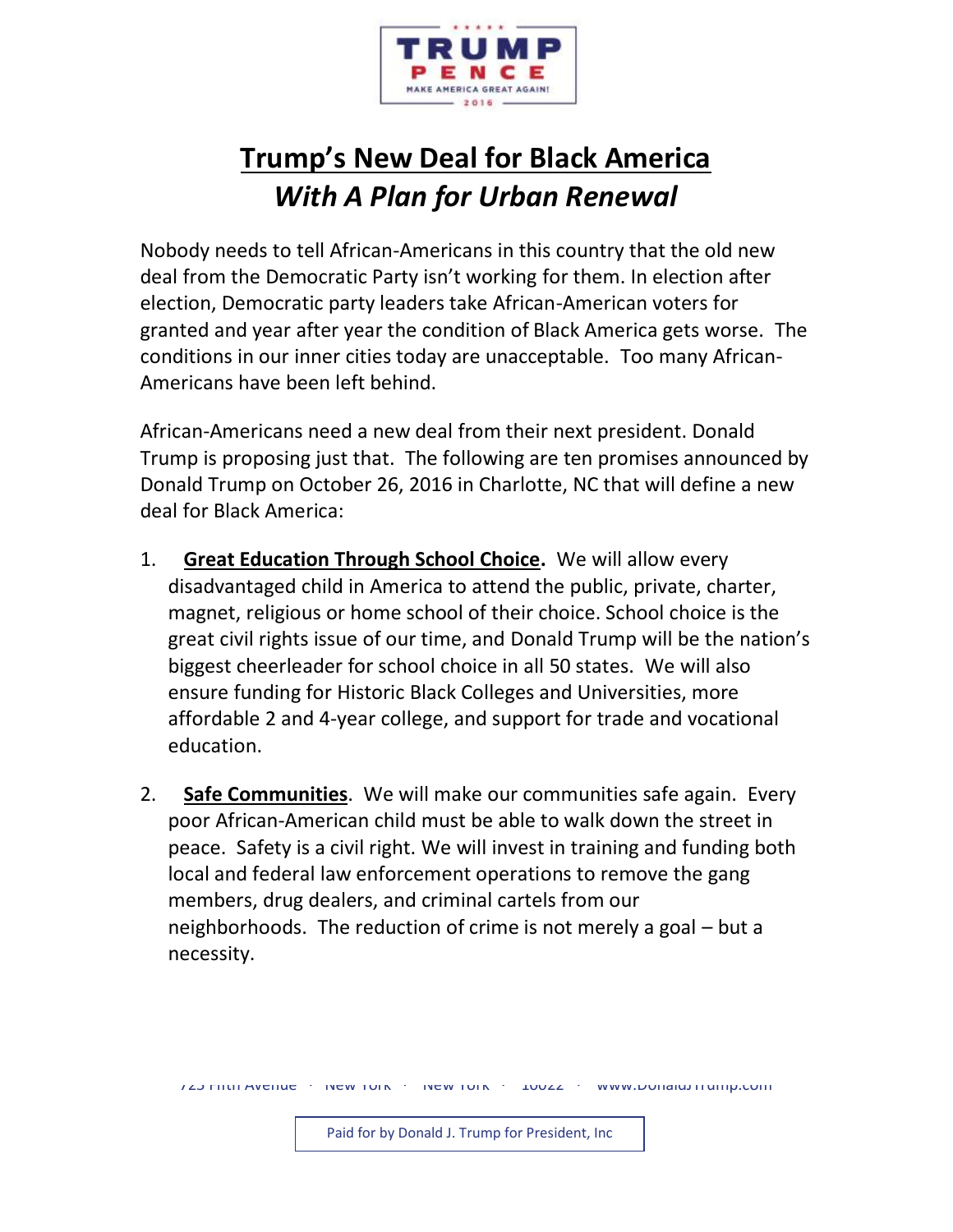TRUMP PENCE
MAKE AMERICA GREAT AGAIN!
2016

# Trump's New Deal for Black America
## *With A Plan for Urban Renewal*

Nobody needs to tell African-Americans in this country that the old new deal from the Democratic Party isn't working for them. In election after election, Democratic party leaders take African-American voters for granted and year after year the condition of Black America gets worse. The conditions in our inner cities today are unacceptable. Too many African-Americans have been left behind.

African-Americans need a new deal from their next president. Donald Trump is proposing just that. The following are ten promises announced by Donald Trump on October 26, 2016 in Charlotte, NC that will define a new deal for Black America:

1. **Great Education Through School Choice.** We will allow every disadvantaged child in America to attend the public, private, charter, magnet, religious or home school of their choice. School choice is the great civil rights issue of our time, and Donald Trump will be the nation's biggest cheerleader for school choice in all 50 states. We will also ensure funding for Historic Black Colleges and Universities, more affordable 2 and 4-year college, and support for trade and vocational education.

2. **Safe Communities**. We will make our communities safe again. Every poor African-American child must be able to walk down the street in peace. Safety is a civil right. We will invest in training and funding both local and federal law enforcement operations to remove the gang members, drug dealers, and criminal cartels from our neighborhoods. The reduction of crime is not merely a goal – but a necessity.

725 Fifth Avenue · New York · New York · 10022 · www.DonaldJTrump.com

Paid for by Donald J. Trump for President, Inc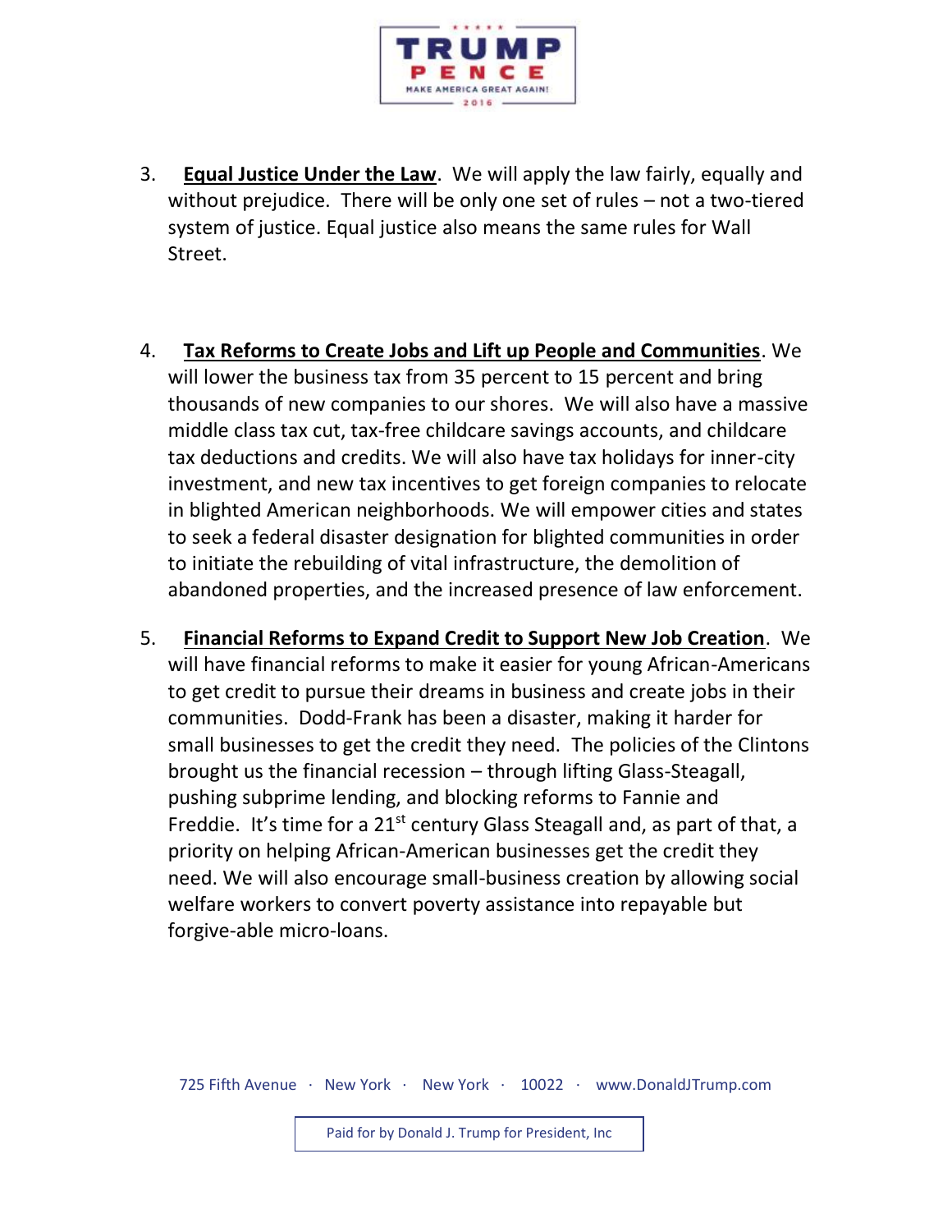3. **Equal Justice Under the Law**. We will apply the law fairly, equally and without prejudice. There will be only one set of rules – not a two-tiered system of justice. Equal justice also means the same rules for Wall Street.

4. **Tax Reforms to Create Jobs and Lift up People and Communities**. We will lower the business tax from 35 percent to 15 percent and bring thousands of new companies to our shores. We will also have a massive middle class tax cut, tax-free childcare savings accounts, and childcare tax deductions and credits. We will also have tax holidays for inner-city investment, and new tax incentives to get foreign companies to relocate in blighted American neighborhoods. We will empower cities and states to seek a federal disaster designation for blighted communities in order to initiate the rebuilding of vital infrastructure, the demolition of abandoned properties, and the increased presence of law enforcement.

5. **Financial Reforms to Expand Credit to Support New Job Creation**. We will have financial reforms to make it easier for young African-Americans to get credit to pursue their dreams in business and create jobs in their communities. Dodd-Frank has been a disaster, making it harder for small businesses to get the credit they need. The policies of the Clintons brought us the financial recession – through lifting Glass-Steagall, pushing subprime lending, and blocking reforms to Fannie and Freddie. It's time for a 21st century Glass Steagall and, as part of that, a priority on helping African-American businesses get the credit they need. We will also encourage small-business creation by allowing social welfare workers to convert poverty assistance into repayable but forgive-able micro-loans.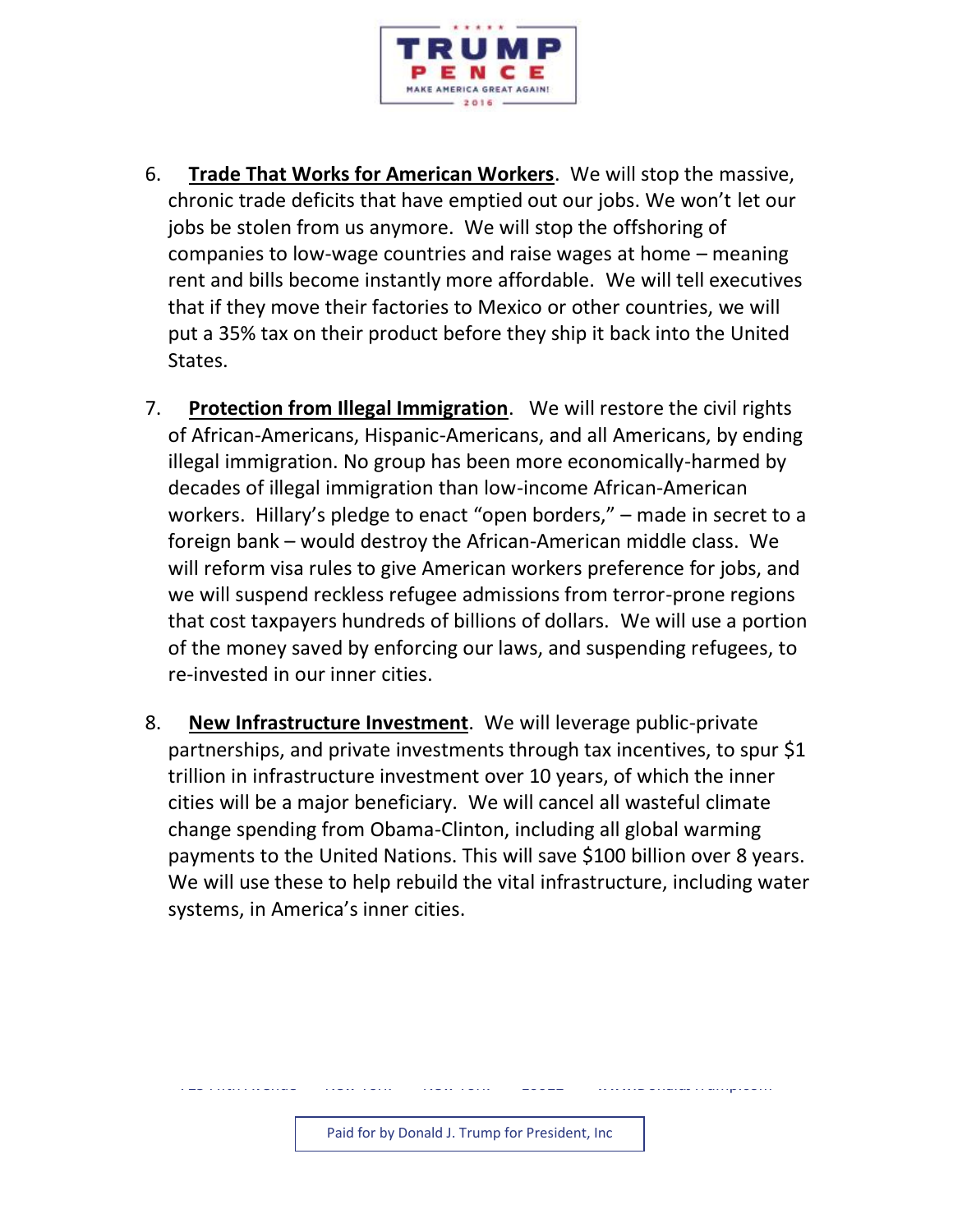6. **Trade That Works for American Workers**. We will stop the massive, chronic trade deficits that have emptied out our jobs. We won't let our jobs be stolen from us anymore. We will stop the offshoring of companies to low-wage countries and raise wages at home – meaning rent and bills become instantly more affordable. We will tell executives that if they move their factories to Mexico or other countries, we will put a 35% tax on their product before they ship it back into the United States.

7. **Protection from Illegal Immigration**. We will restore the civil rights of African-Americans, Hispanic-Americans, and all Americans, by ending illegal immigration. No group has been more economically-harmed by decades of illegal immigration than low-income African-American workers. Hillary's pledge to enact "open borders," – made in secret to a foreign bank – would destroy the African-American middle class. We will reform visa rules to give American workers preference for jobs, and we will suspend reckless refugee admissions from terror-prone regions that cost taxpayers hundreds of billions of dollars. We will use a portion of the money saved by enforcing our laws, and suspending refugees, to re-invested in our inner cities.

8. **New Infrastructure Investment**. We will leverage public-private partnerships, and private investments through tax incentives, to spur $1 trillion in infrastructure investment over 10 years, of which the inner cities will be a major beneficiary. We will cancel all wasteful climate change spending from Obama-Clinton, including all global warming payments to the United Nations. This will save $100 billion over 8 years. We will use these to help rebuild the vital infrastructure, including water systems, in America's inner cities.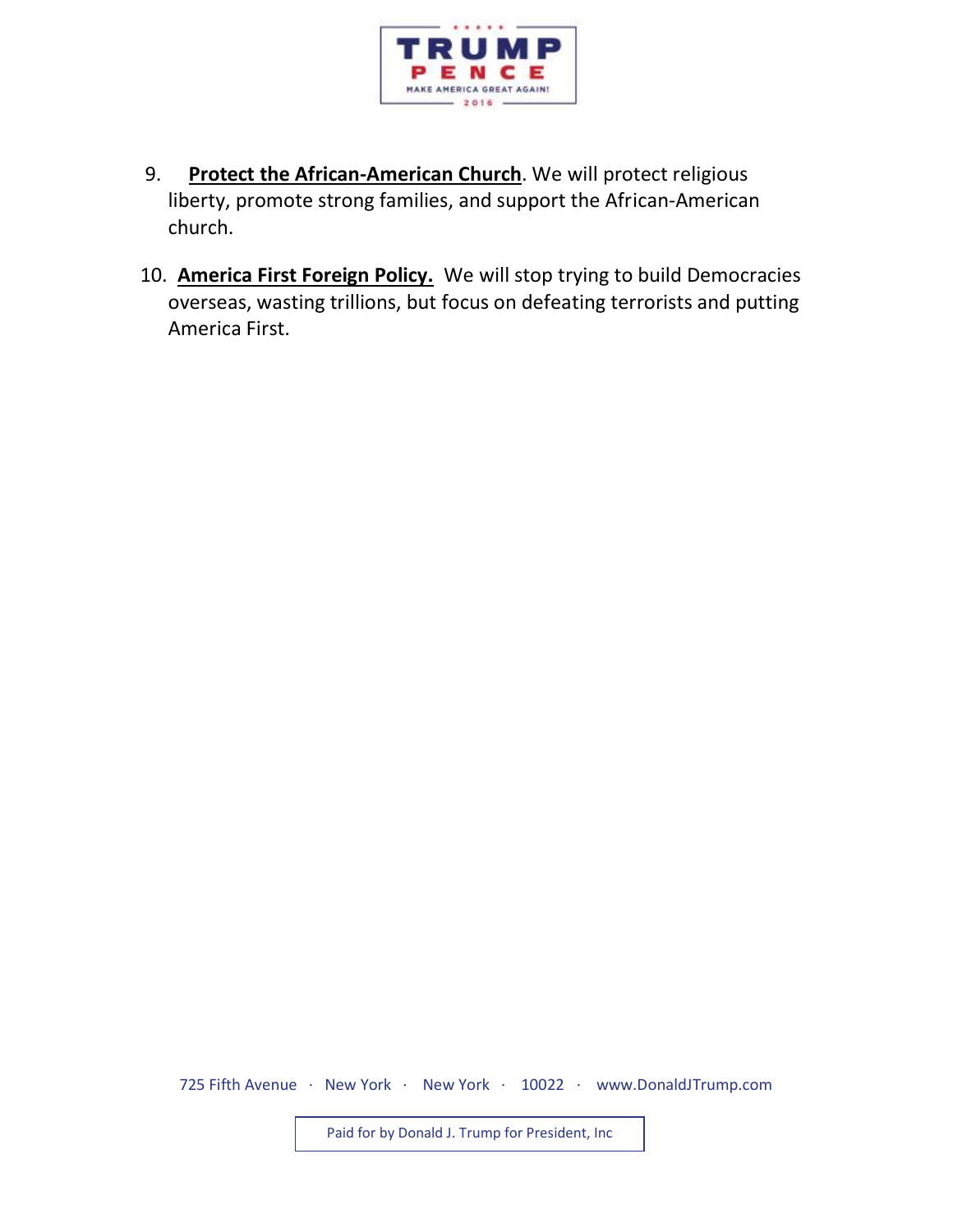9. **Protect the African-American Church**. We will protect religious liberty, promote strong families, and support the African-American church.

10. **America First Foreign Policy.** We will stop trying to build Democracies overseas, wasting trillions, but focus on defeating terrorists and putting America First.